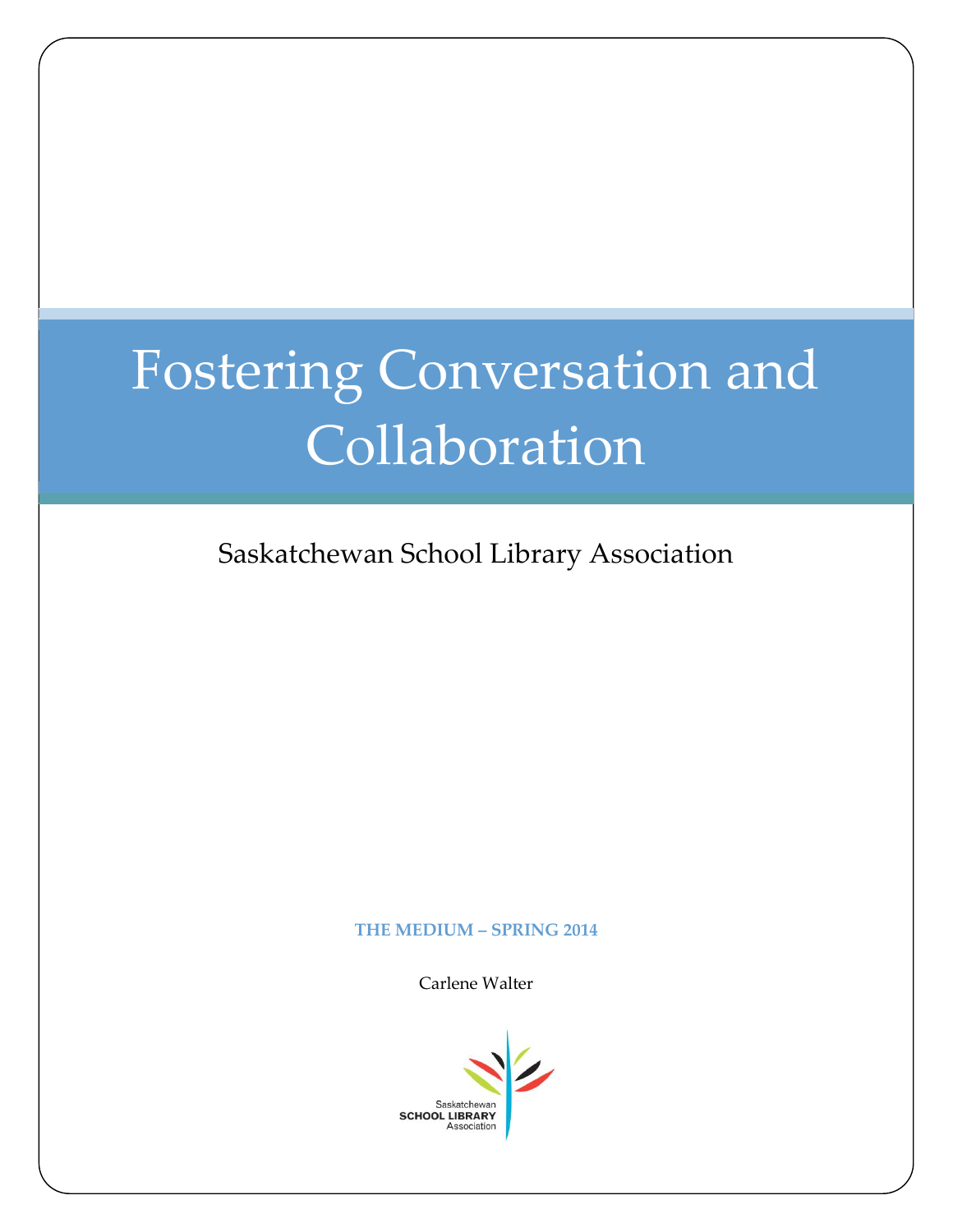# Fostering Conversation and Collaboration

Saskatchewan School Library Association

**THE MEDIUM – SPRING 2014**

Carlene Walter

Saskatchewan
SCHOOL LIBRARY
Association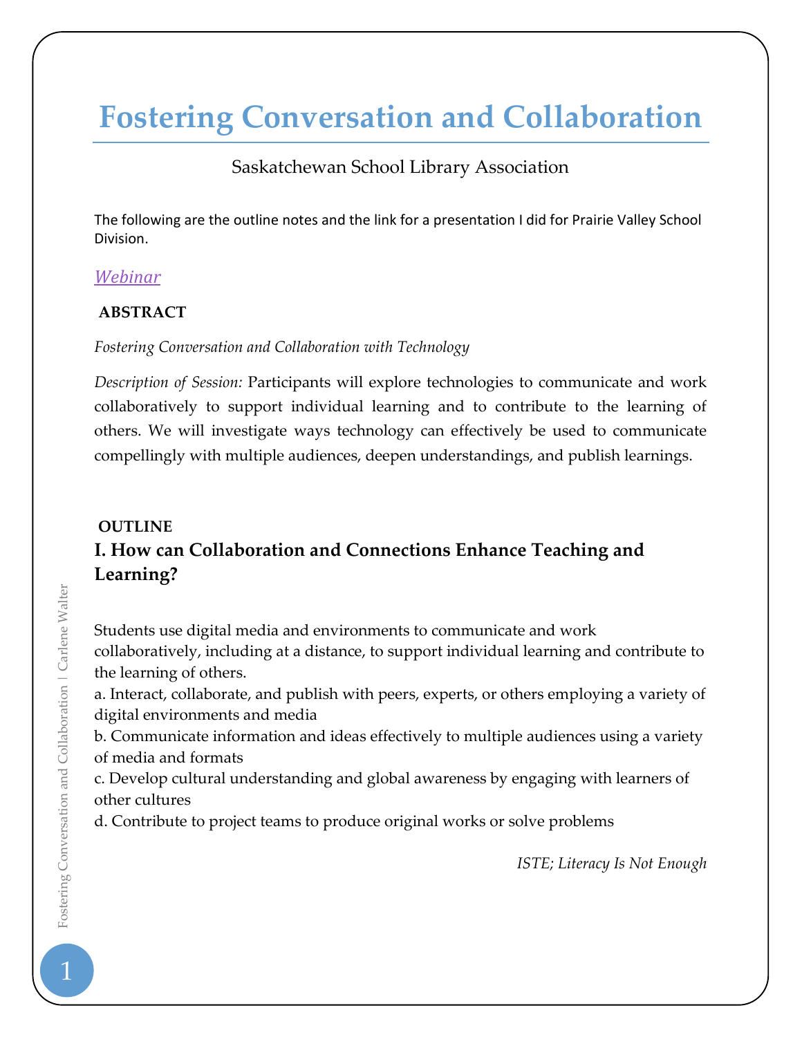# Fostering Conversation and Collaboration

Saskatchewan School Library Association

The following are the outline notes and the link for a presentation I did for Prairie Valley School Division.

*Webinar*

**ABSTRACT**

*Fostering Conversation and Collaboration with Technology*

*Description of Session:* Participants will explore technologies to communicate and work collaboratively to support individual learning and to contribute to the learning of others. We will investigate ways technology can effectively be used to communicate compellingly with multiple audiences, deepen understandings, and publish learnings.

**OUTLINE**

## I. How can Collaboration and Connections Enhance Teaching and Learning?

Students use digital media and environments to communicate and work collaboratively, including at a distance, to support individual learning and contribute to the learning of others.

a. Interact, collaborate, and publish with peers, experts, or others employing a variety of digital environments and media
b. Communicate information and ideas effectively to multiple audiences using a variety of media and formats
c. Develop cultural understanding and global awareness by engaging with learners of other cultures
d. Contribute to project teams to produce original works or solve problems

*ISTE; Literacy Is Not Enough*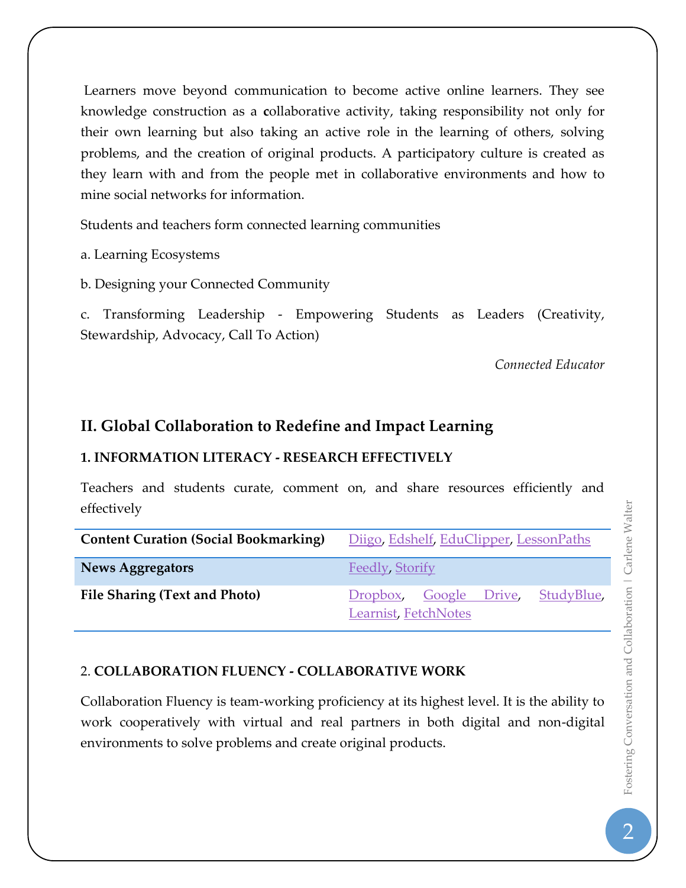Learners move beyond communication to become active online learners. They see knowledge construction as a **c**ollaborative activity, taking responsibility not only for their own learning but also taking an active role in the learning of others, solving problems, and the creation of original products. A participatory culture is created as they learn with and from the people met in collaborative environments and how to mine social networks for information.

Students and teachers form connected learning communities

a. Learning Ecosystems

b. Designing your Connected Community

c. Transforming Leadership - Empowering Students as Leaders (Creativity, Stewardship, Advocacy, Call To Action)

*Connected Educator*

## II. Global Collaboration to Redefine and Impact Learning

### 1. INFORMATION LITERACY - RESEARCH EFFECTIVELY

Teachers and students curate, comment on, and share resources efficiently and effectively

| | |
|---|---|
| **Content Curation (Social Bookmarking)** | Diigo, Edshelf, EduClipper, LessonPaths |
| **News Aggregators** | Feedly, Storify |
| **File Sharing (Text and Photo)** | Dropbox, Google Drive, StudyBlue, Learnist, FetchNotes |

### 2. COLLABORATION FLUENCY - COLLABORATIVE WORK

Collaboration Fluency is team-working proficiency at its highest level. It is the ability to work cooperatively with virtual and real partners in both digital and non-digital environments to solve problems and create original products.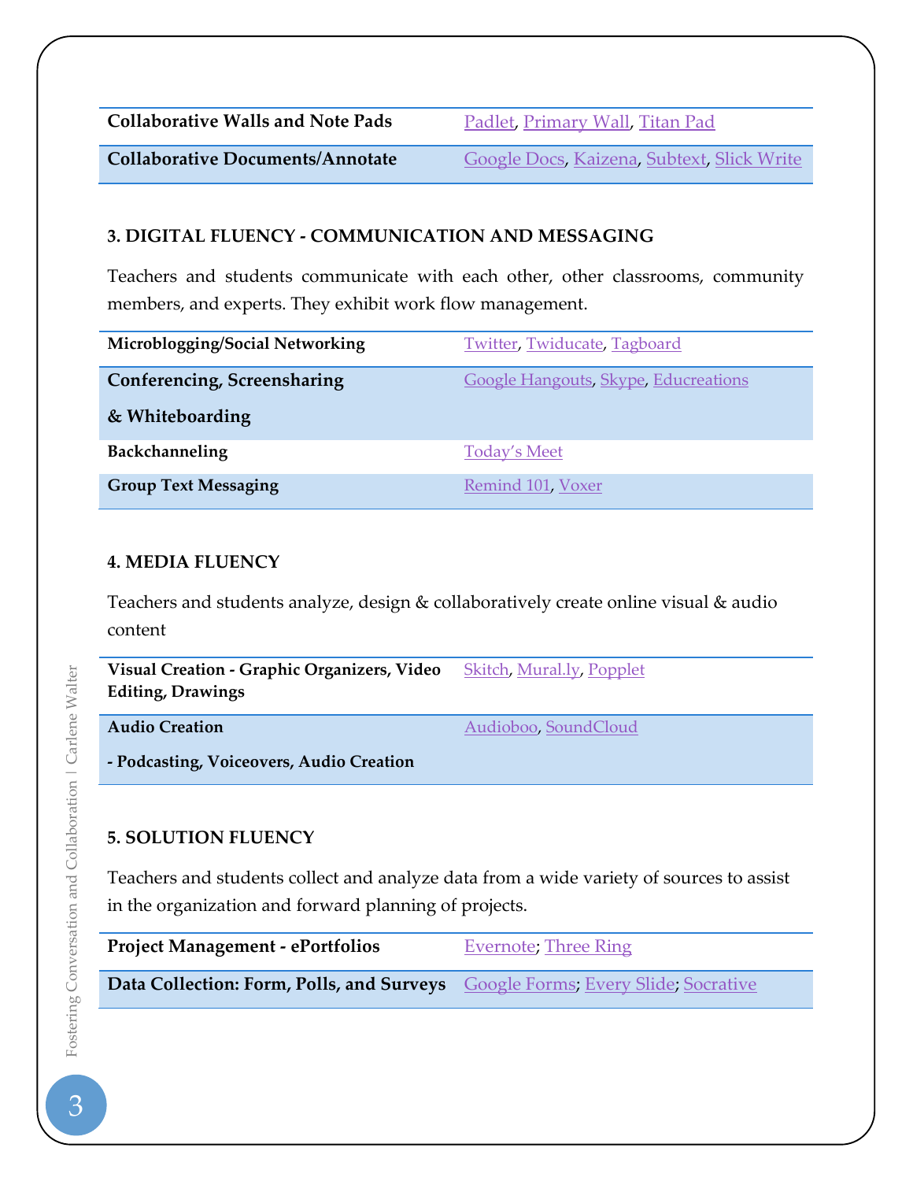| | |
|---|---|
| **Collaborative Walls and Note Pads** | Padlet, Primary Wall, Titan Pad |
| **Collaborative Documents/Annotate** | Google Docs, Kaizena, Subtext, Slick Write |

**3. DIGITAL FLUENCY - COMMUNICATION AND MESSAGING**

Teachers and students communicate with each other, other classrooms, community members, and experts. They exhibit work flow management.

| | |
|---|---|
| **Microblogging/Social Networking** | Twitter, Twiducate, Tagboard |
| **Conferencing, Screensharing & Whiteboarding** | Google Hangouts, Skype, Educreations |
| **Backchanneling** | Today's Meet |
| **Group Text Messaging** | Remind 101, Voxer |

**4. MEDIA FLUENCY**

Teachers and students analyze, design & collaboratively create online visual & audio content

| | |
|---|---|
| **Visual Creation - Graphic Organizers, Video Editing, Drawings** | Skitch, Mural.ly, Popplet |
| **Audio Creation - Podcasting, Voiceovers, Audio Creation** | Audioboo, SoundCloud |

**5. SOLUTION FLUENCY**

Teachers and students collect and analyze data from a wide variety of sources to assist in the organization and forward planning of projects.

| | |
|---|---|
| **Project Management - ePortfolios** | Evernote; Three Ring |
| **Data Collection: Form, Polls, and Surveys** | Google Forms; Every Slide; Socrative |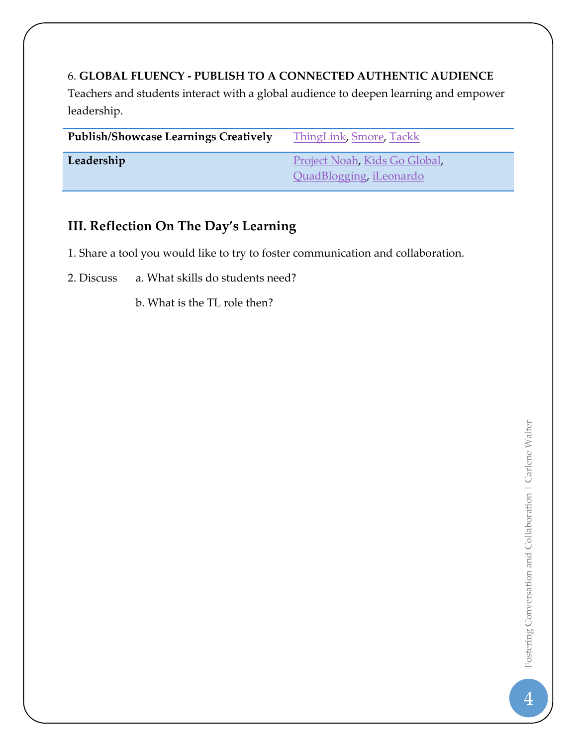6. **GLOBAL FLUENCY - PUBLISH TO A CONNECTED AUTHENTIC AUDIENCE**
Teachers and students interact with a global audience to deepen learning and empower leadership.

| | |
|---|---|
| **Publish/Showcase Learnings Creatively** | ThingLink, Smore, Tackk |
| **Leadership** | Project Noah, Kids Go Global, QuadBlogging, iLeonardo |

## III. Reflection On The Day's Learning

1. Share a tool you would like to try to foster communication and collaboration.

2. Discuss
   a. What skills do students need?
   b. What is the TL role then?